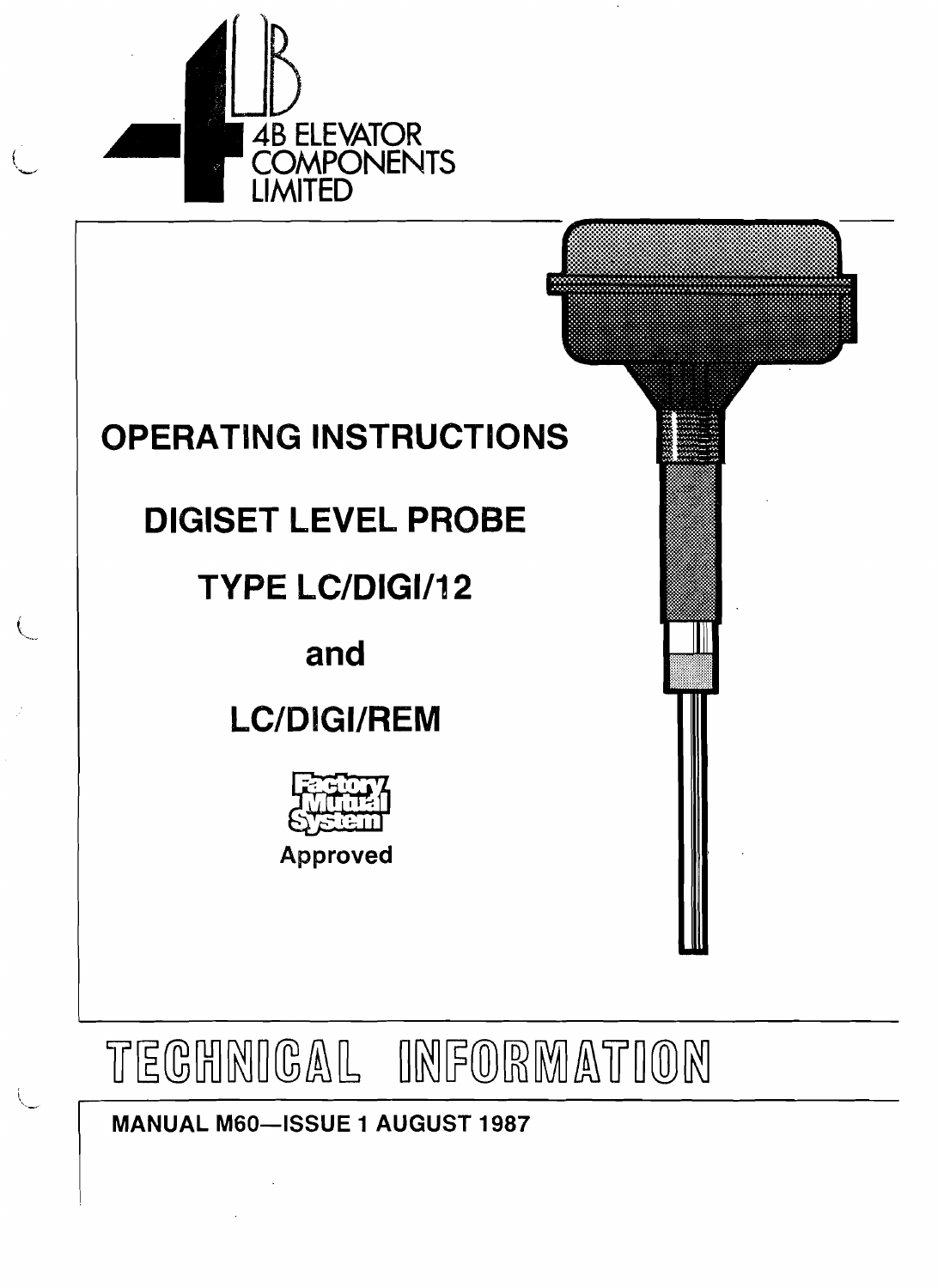4B ELEVATOR COMPONENTS LIMITED

# OPERATING INSTRUCTIONS

## DIGISET LEVEL PROBE

## TYPE LC/DIGI/12

## and

## LC/DIGI/REM

Factory Mutual System

Approved

# TECHNICAL INFORMATION

**MANUAL M60—ISSUE 1 AUGUST 1987**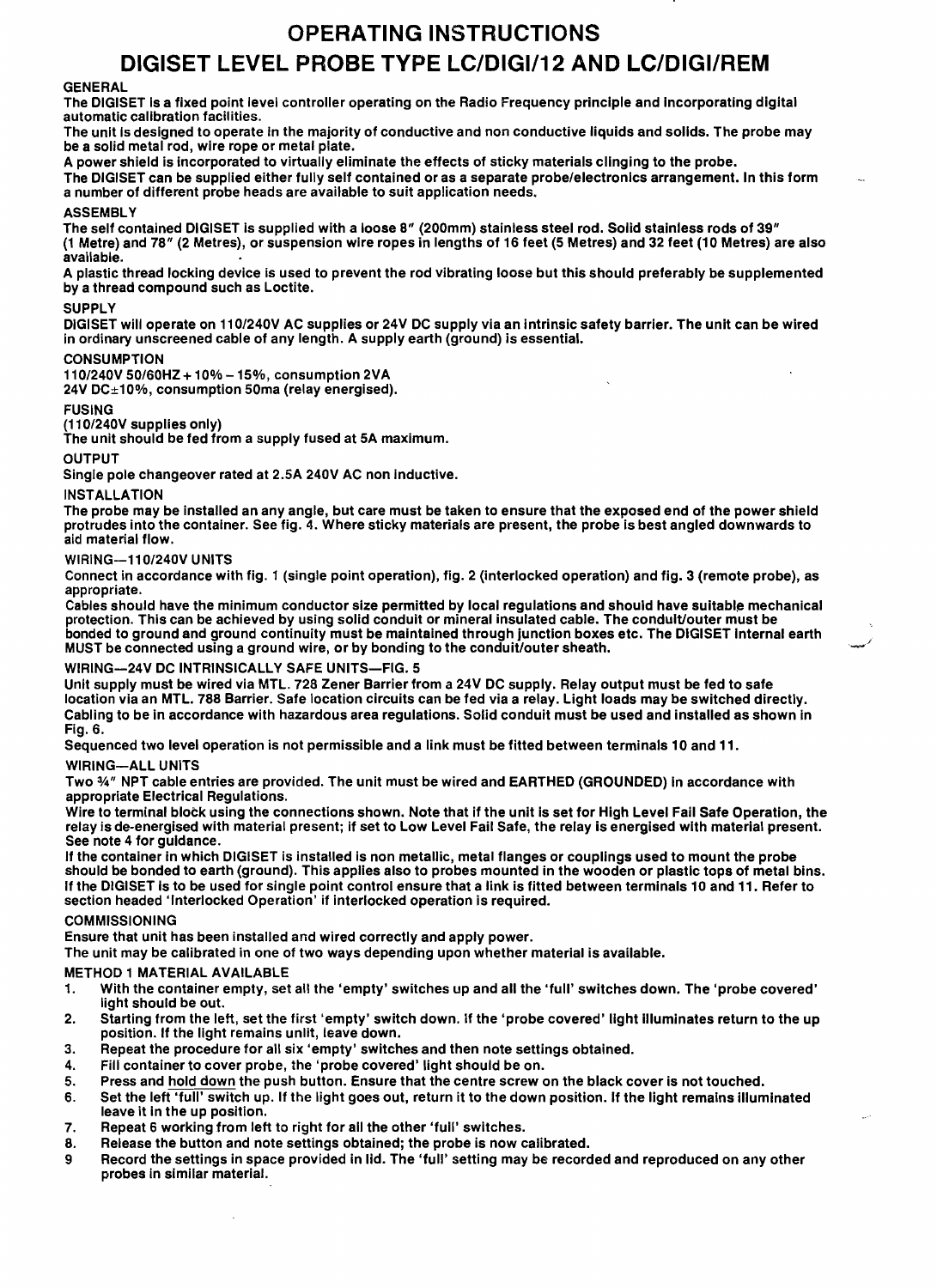# OPERATING INSTRUCTIONS
# DIGISET LEVEL PROBE TYPE LC/DIGI/12 AND LC/DIGI/REM

### GENERAL

The DIGISET is a fixed point level controller operating on the Radio Frequency principle and incorporating digital automatic calibration facilities.

The unit is designed to operate in the majority of conductive and non conductive liquids and solids. The probe may be a solid metal rod, wire rope or metal plate.

A power shield is incorporated to virtually eliminate the effects of sticky materials clinging to the probe.

The DIGISET can be supplied either fully self contained or as a separate probe/electronics arrangement. In this form a number of different probe heads are available to suit application needs.

### ASSEMBLY

The self contained DIGISET is supplied with a loose 8" (200mm) stainless steel rod. Solid stainless rods of 39" (1 Metre) and 78" (2 Metres), or suspension wire ropes in lengths of 16 feet (5 Metres) and 32 feet (10 Metres) are also available.

A plastic thread locking device is used to prevent the rod vibrating loose but this should preferably be supplemented by a thread compound such as Loctite.

### SUPPLY

DIGISET will operate on 110/240V AC supplies or 24V DC supply via an intrinsic safety barrier. The unit can be wired in ordinary unscreened cable of any length. A supply earth (ground) is essential.

### CONSUMPTION

110/240V 50/60HZ + 10% – 15%, consumption 2VA
24V DC±10%, consumption 50ma (relay energised).

### FUSING

(110/240V supplies only)
The unit should be fed from a supply fused at 5A maximum.

### OUTPUT

Single pole changeover rated at 2.5A 240V AC non inductive.

### INSTALLATION

The probe may be installed an any angle, but care must be taken to ensure that the exposed end of the power shield protrudes into the container. See fig. 4. Where sticky materials are present, the probe is best angled downwards to aid material flow.

### WIRING—110/240V UNITS

Connect in accordance with fig. 1 (single point operation), fig. 2 (interlocked operation) and fig. 3 (remote probe), as appropriate.

Cables should have the minimum conductor size permitted by local regulations and should have suitable mechanical protection. This can be achieved by using solid conduit or mineral insulated cable. The conduit/outer must be bonded to ground and ground continuity must be maintained through junction boxes etc. The DIGISET internal earth MUST be connected using a ground wire, or by bonding to the conduit/outer sheath.

### WIRING—24V DC INTRINSICALLY SAFE UNITS—FIG. 5

Unit supply must be wired via MTL. 728 Zener Barrier from a 24V DC supply. Relay output must be fed to safe location via an MTL. 788 Barrier. Safe location circuits can be fed via a relay. Light loads may be switched directly. Cabling to be in accordance with hazardous area regulations. Solid conduit must be used and installed as shown in Fig. 6.

Sequenced two level operation is not permissible and a link must be fitted between terminals 10 and 11.

### WIRING—ALL UNITS

Two ¾" NPT cable entries are provided. The unit must be wired and EARTHED (GROUNDED) in accordance with appropriate Electrical Regulations.

Wire to terminal block using the connections shown. Note that if the unit is set for High Level Fail Safe Operation, the relay is de-energised with material present; if set to Low Level Fail Safe, the relay is energised with material present. See note 4 for guidance.

If the container in which DIGISET is installed is non metallic, metal flanges or couplings used to mount the probe should be bonded to earth (ground). This applies also to probes mounted in the wooden or plastic tops of metal bins. If the DIGISET is to be used for single point control ensure that a link is fitted between terminals 10 and 11. Refer to section headed 'Interlocked Operation' if interlocked operation is required.

### COMMISSIONING

Ensure that unit has been installed and wired correctly and apply power.

The unit may be calibrated in one of two ways depending upon whether material is available.

### METHOD 1 MATERIAL AVAILABLE

1. With the container empty, set all the 'empty' switches up and all the 'full' switches down. The 'probe covered' light should be out.
2. Starting from the left, set the first 'empty' switch down. If the 'probe covered' light illuminates return to the up position. If the light remains unlit, leave down.
3. Repeat the procedure for all six 'empty' switches and then note settings obtained.
4. Fill container to cover probe, the 'probe covered' light should be on.
5. Press and <u>hold down</u> the push button. Ensure that the centre screw on the black cover is not touched.
6. Set the left 'full' switch up. If the light goes out, return it to the down position. If the light remains illuminated leave it in the up position.
7. Repeat 6 working from left to right for all the other 'full' switches.
8. Release the button and note settings obtained; the probe is now calibrated.
9. Record the settings in space provided in lid. The 'full' setting may be recorded and reproduced on any other probes in similar material.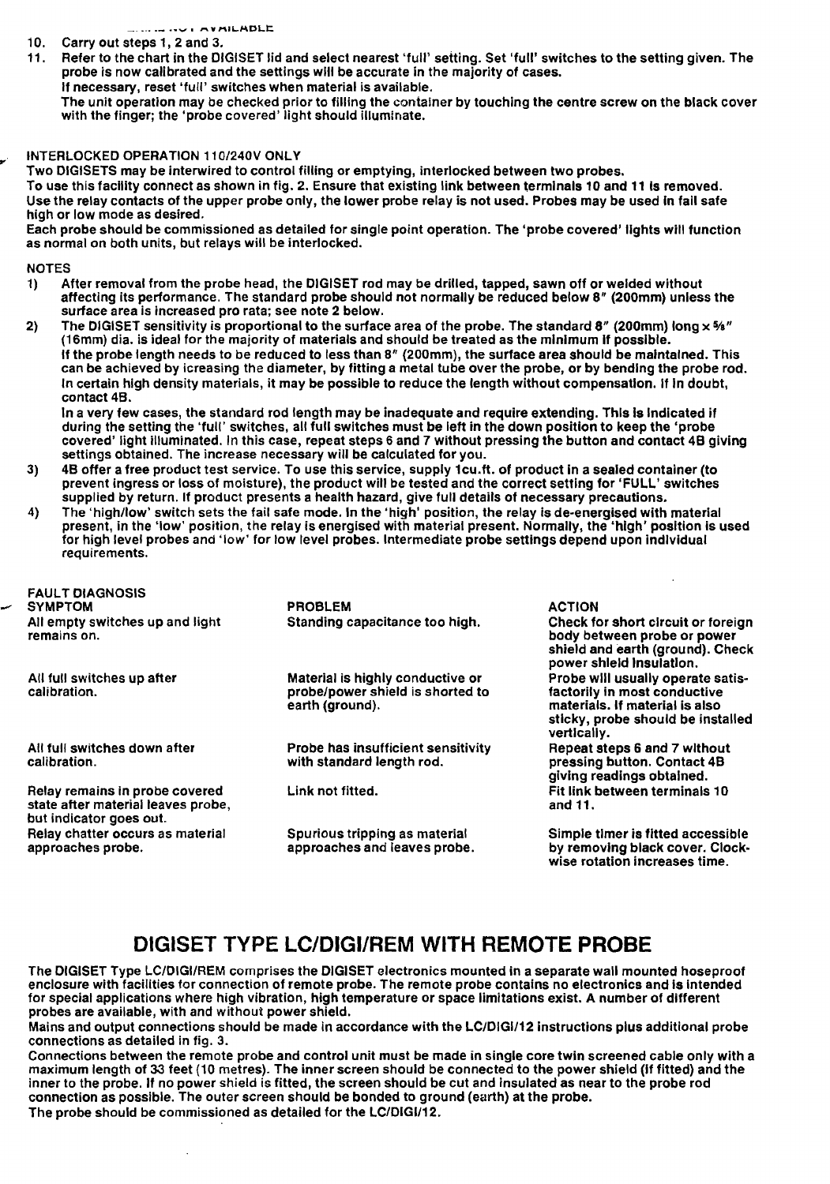...NOT AVAILABLE

10. Carry out steps 1, 2 and 3.
11. Refer to the chart in the DIGISET lid and select nearest 'full' setting. Set 'full' switches to the setting given. The probe is now calibrated and the settings will be accurate in the majority of cases.
    If necessary, reset 'full' switches when material is available.
    The unit operation may be checked prior to filling the container by touching the centre screw on the black cover with the finger; the 'probe covered' light should illuminate.

INTERLOCKED OPERATION 110/240V ONLY

Two DIGISETS may be interwired to control filling or emptying, interlocked between two probes.
To use this facility connect as shown in fig. 2. Ensure that existing link between terminals 10 and 11 is removed. Use the relay contacts of the upper probe only, the lower probe relay is not used. Probes may be used in fail safe high or low mode as desired.
Each probe should be commissioned as detailed for single point operation. The 'probe covered' lights will function as normal on both units, but relays will be interlocked.

NOTES

1) After removal from the probe head, the DIGISET rod may be drilled, tapped, sawn off or welded without affecting its performance. The standard probe should not normally be reduced below 8" (200mm) unless the surface area is increased pro rata; see note 2 below.
2) The DIGISET sensitivity is proportional to the surface area of the probe. The standard 8" (200mm) long x ⅝" (16mm) dia. is ideal for the majority of materials and should be treated as the minimum if possible.
   If the probe length needs to be reduced to less than 8" (200mm), the surface area should be maintained. This can be achieved by icreasing the diameter, by fitting a metal tube over the probe, or by bending the probe rod. In certain high density materials, it may be possible to reduce the length without compensation. If in doubt, contact 4B.
   In a very few cases, the standard rod length may be inadequate and require extending. This is indicated if during the setting the 'full' switches, all full switches must be left in the down position to keep the 'probe covered' light illuminated. In this case, repeat steps 6 and 7 without pressing the button and contact 4B giving settings obtained. The increase necessary will be calculated for you.
3) 4B offer a free product test service. To use this service, supply 1cu.ft. of product in a sealed container (to prevent ingress or loss of moisture), the product will be tested and the correct setting for 'FULL' switches supplied by return. If product presents a health hazard, give full details of necessary precautions.
4) The 'high/low' switch sets the fail safe mode. In the 'high' position, the relay is de-energised with material present, in the 'low' position, the relay is energised with material present. Normally, the 'high' position is used for high level probes and 'low' for low level probes. Intermediate probe settings depend upon individual requirements.

FAULT DIAGNOSIS

| SYMPTOM | PROBLEM | ACTION |
|---|---|---|
| All empty switches up and light remains on. | Standing capacitance too high. | Check for short circuit or foreign body between probe or power shield and earth (ground). Check power shield insulation. |
| All full switches up after calibration. | Material is highly conductive or probe/power shield is shorted to earth (ground). | Probe will usually operate satisfactorily in most conductive materials. If material is also sticky, probe should be installed vertically. |
| All full switches down after calibration. | Probe has insufficient sensitivity with standard length rod. | Repeat steps 6 and 7 without pressing button. Contact 4B giving readings obtained. |
| Relay remains in probe covered state after material leaves probe, but indicator goes out. | Link not fitted. | Fit link between terminals 10 and 11. |
| Relay chatter occurs as material approaches probe. | Spurious tripping as material approaches and leaves probe. | Simple timer is fitted accessible by removing black cover. Clockwise rotation increases time. |

# DIGISET TYPE LC/DIGI/REM WITH REMOTE PROBE

The DIGISET Type LC/DIGI/REM comprises the DIGISET electronics mounted in a separate wall mounted hoseproof enclosure with facilities for connection of remote probe. The remote probe contains no electronics and is intended for special applications where high vibration, high temperature or space limitations exist. A number of different probes are available, with and without power shield.
Mains and output connections should be made in accordance with the LC/DIGI/12 instructions plus additional probe connections as detailed in fig. 3.
Connections between the remote probe and control unit must be made in single core twin screened cable only with a maximum length of 33 feet (10 metres). The inner screen should be connected to the power shield (if fitted) and the inner to the probe. If no power shield is fitted, the screen should be cut and insulated as near to the probe rod connection as possible. The outer screen should be bonded to ground (earth) at the probe.
The probe should be commissioned as detailed for the LC/DIGI/12.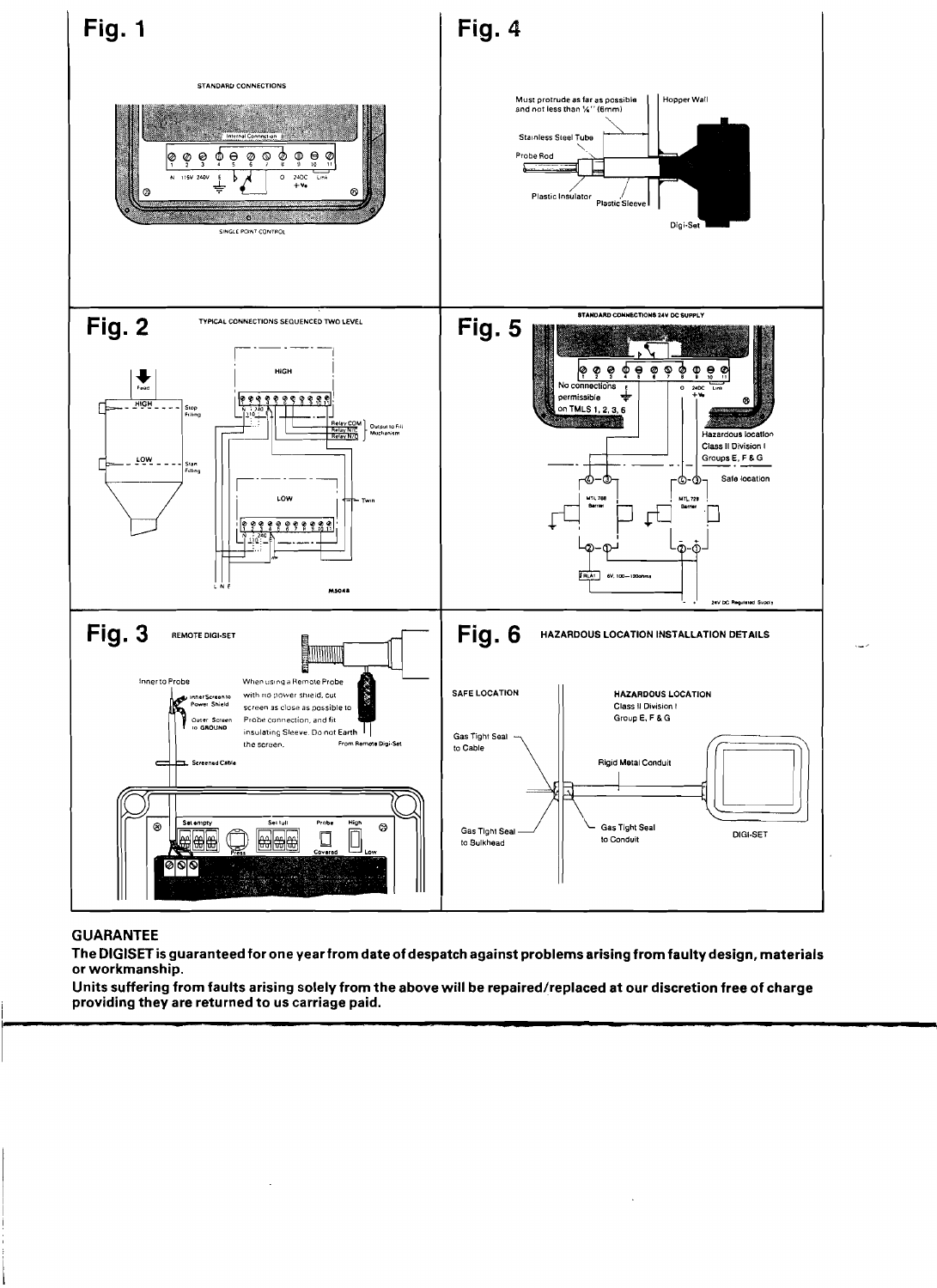## Fig. 1

STANDARD CONNECTIONS

Internal Connection

1 2 3 4 5 6 7 8 9 10 11

N 115V 240V E

O 24DC Link

+Ve

SINGLE POINT CONTROL

## Fig. 2

TYPICAL CONNECTIONS SEQUENCED TWO LEVEL

Feed

HIGH

Stop Filling

LOW

Start Filling

HIGH

N 240 110

Relay COM

Relay N/C

Relay N/O

Output to Fill Mechanism

LOW

Twin

N 240 110

L N E

M5048

## Fig. 3

REMOTE DIGI-SET

Inner to Probe

Inner Screen to Power Shield

Outer Screen to GROUND

Screened Cable

When using a Remote Probe with no power shield, cut screen as close as possible to Probe connection, and fit insulating Sleeve. Do not Earth the screen.

From Remote Digi-Set

Set empty

Set full

Press

Probe Covered

High Low

## Fig. 4

Must protrude as far as possible and not less than ¼" (6mm)

Hopper Wall

Stainless Steel Tube

Probe Rod

Plastic Insulator

Plastic Sleeve

Digi-Set

## Fig. 5

STANDARD CONNECTIONS 24V DC SUPPLY

1 2 3 4 5 6 7 8 9 10 11

No connections permissible on TMLS 1, 2, 3, 6

O 24DC Link

+Ve

Hazardous location Class II Division I Groups E, F & G

Safe location

MTL 768 Barrier

MTL 728 Barrier

RLA1 6V, 100—1200ohms

24V DC Regulated Supply

## Fig. 6

HAZARDOUS LOCATION INSTALLATION DETAILS

SAFE LOCATION

HAZARDOUS LOCATION Class II Division I Group E, F & G

Gas Tight Seal to Cable

Rigid Metal Conduit

Gas Tight Seal to Bulkhead

Gas Tight Seal to Conduit

DIGI-SET

## GUARANTEE

**The DIGISET is guaranteed for one year from date of despatch against problems arising from faulty design, materials or workmanship.**

**Units suffering from faults arising solely from the above will be repaired/replaced at our discretion free of charge providing they are returned to us carriage paid.**